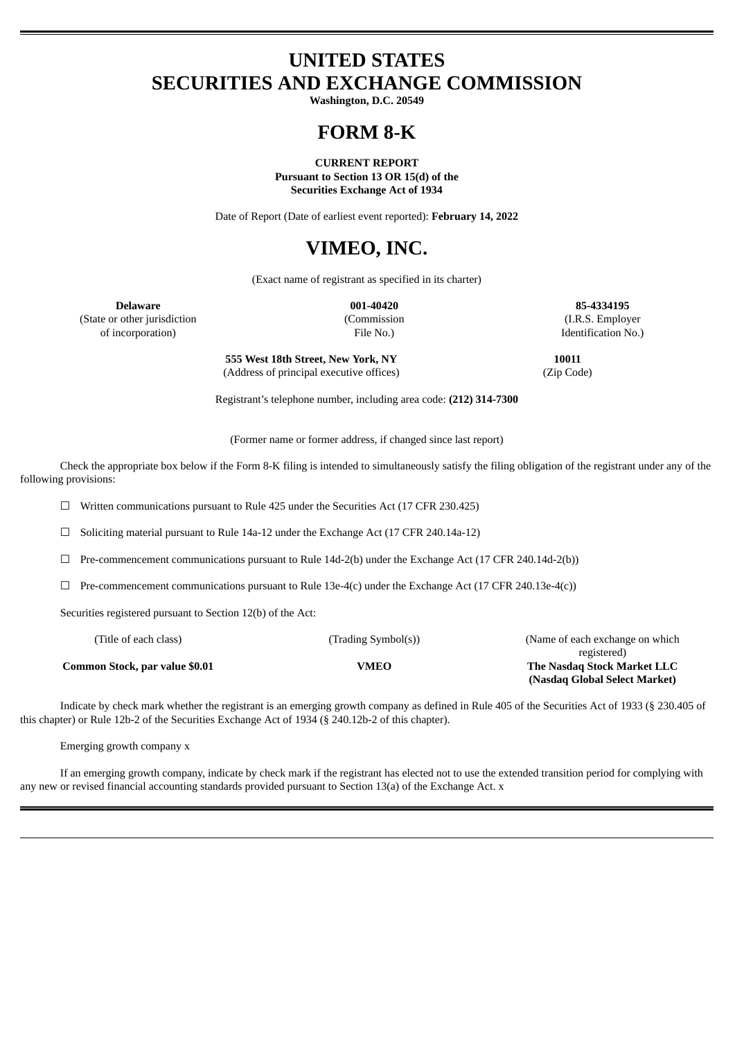# UNITED STATES
# SECURITIES AND EXCHANGE COMMISSION

**Washington, D.C. 20549**

# FORM 8-K

**CURRENT REPORT**
**Pursuant to Section 13 OR 15(d) of the**
**Securities Exchange Act of 1934**

Date of Report (Date of earliest event reported): **February 14, 2022**

# VIMEO, INC.

(Exact name of registrant as specified in its charter)

| **Delaware** | **001-40420** | **85-4334195** |
|---|---|---|
| (State or other jurisdiction of incorporation) | (Commission File No.) | (I.R.S. Employer Identification No.) |

| **555 West 18th Street, New York, NY** | **10011** |
|---|---|
| (Address of principal executive offices) | (Zip Code) |

Registrant's telephone number, including area code: **(212) 314-7300**

(Former name or former address, if changed since last report)

Check the appropriate box below if the Form 8-K filing is intended to simultaneously satisfy the filing obligation of the registrant under any of the following provisions:

☐ Written communications pursuant to Rule 425 under the Securities Act (17 CFR 230.425)

☐ Soliciting material pursuant to Rule 14a-12 under the Exchange Act (17 CFR 240.14a-12)

☐ Pre-commencement communications pursuant to Rule 14d-2(b) under the Exchange Act (17 CFR 240.14d-2(b))

☐ Pre-commencement communications pursuant to Rule 13e-4(c) under the Exchange Act (17 CFR 240.13e-4(c))

Securities registered pursuant to Section 12(b) of the Act:

| (Title of each class) | (Trading Symbol(s)) | (Name of each exchange on which registered) |
|---|---|---|
| **Common Stock, par value $0.01** | **VMEO** | **The Nasdaq Stock Market LLC (Nasdaq Global Select Market)** |

Indicate by check mark whether the registrant is an emerging growth company as defined in Rule 405 of the Securities Act of 1933 (§ 230.405 of this chapter) or Rule 12b-2 of the Securities Exchange Act of 1934 (§ 240.12b-2 of this chapter).

Emerging growth company x

If an emerging growth company, indicate by check mark if the registrant has elected not to use the extended transition period for complying with any new or revised financial accounting standards provided pursuant to Section 13(a) of the Exchange Act. x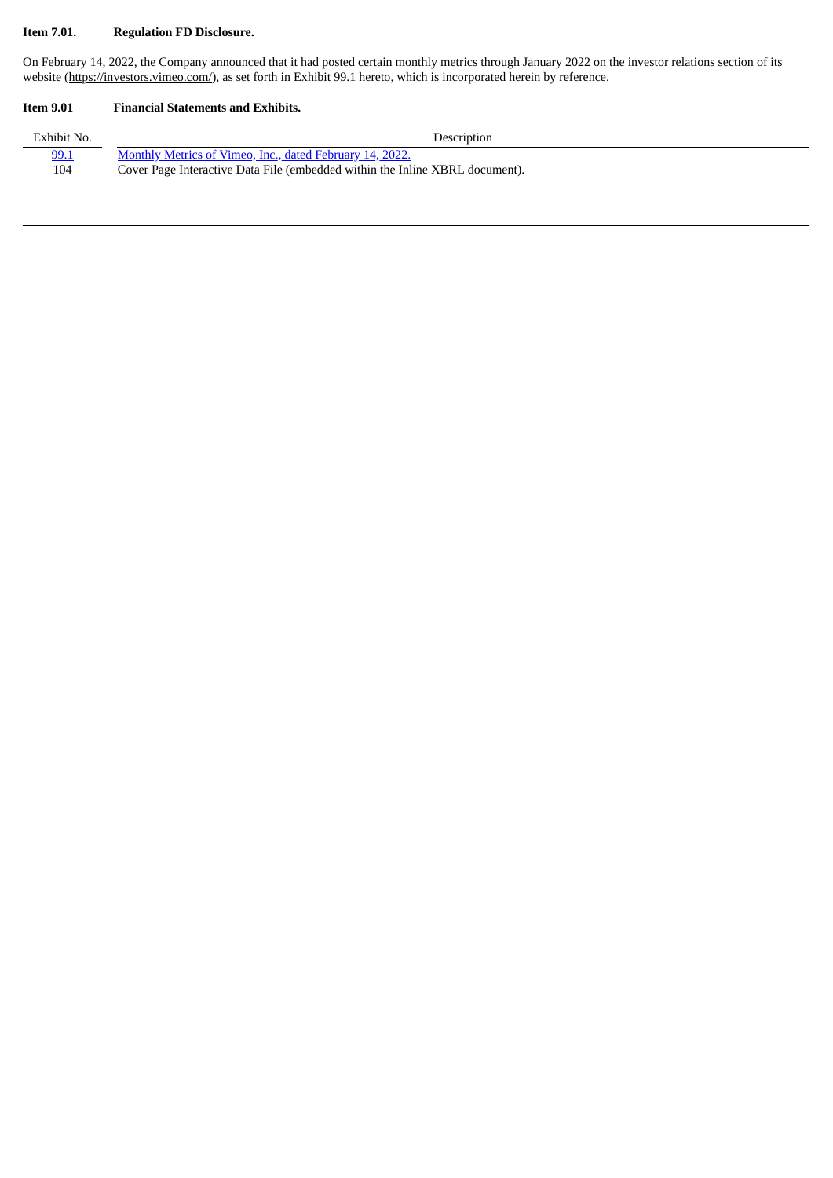**Item 7.01. Regulation FD Disclosure.**

On February 14, 2022, the Company announced that it had posted certain monthly metrics through January 2022 on the investor relations section of its website (https://investors.vimeo.com/), as set forth in Exhibit 99.1 hereto, which is incorporated herein by reference.

**Item 9.01 Financial Statements and Exhibits.**

| Exhibit No. | Description |
| --- | --- |
| 99.1 | Monthly Metrics of Vimeo, Inc., dated February 14, 2022. |
| 104 | Cover Page Interactive Data File (embedded within the Inline XBRL document). |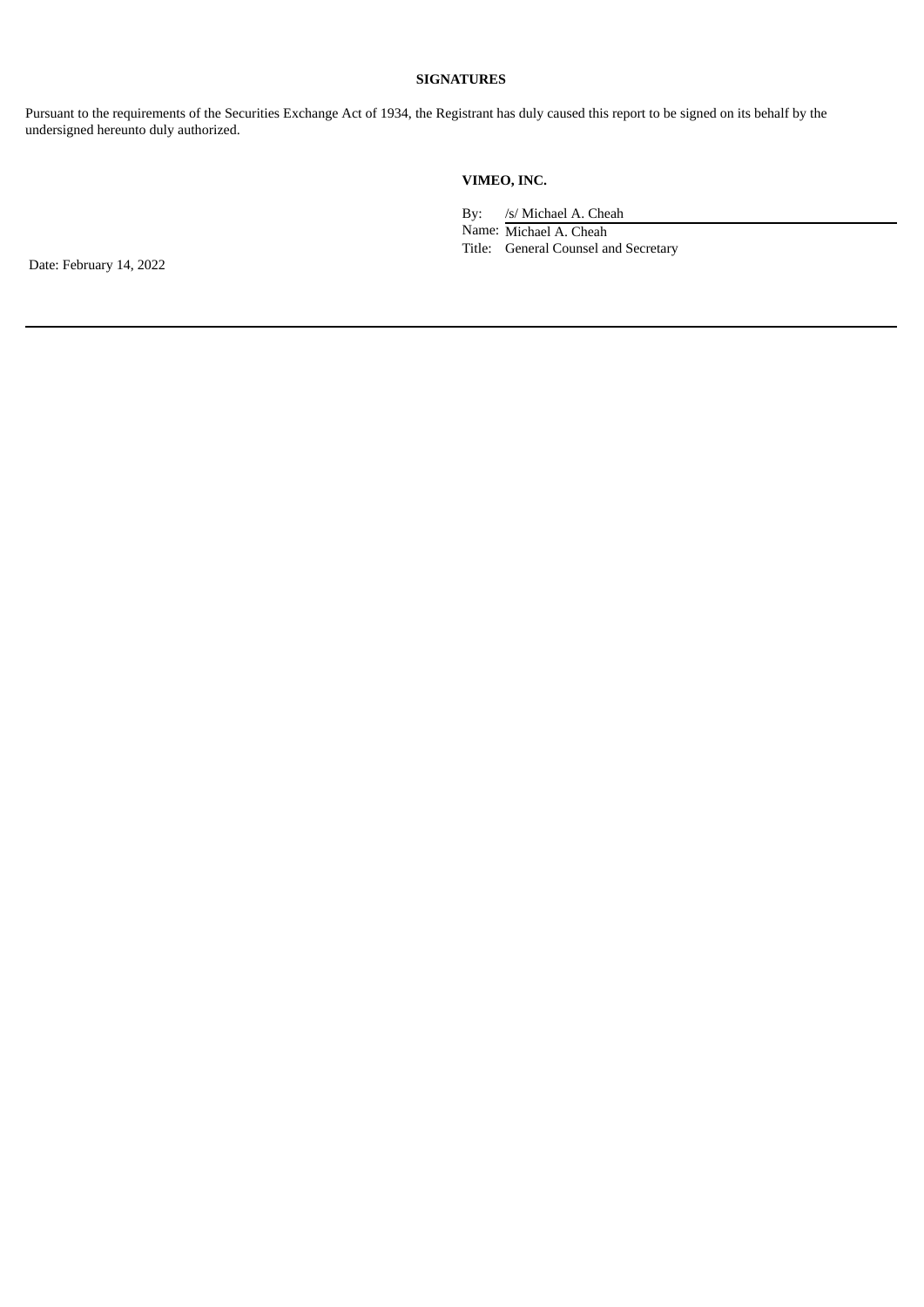**SIGNATURES**

Pursuant to the requirements of the Securities Exchange Act of 1934, the Registrant has duly caused this report to be signed on its behalf by the undersigned hereunto duly authorized.

**VIMEO, INC.**

By: /s/ Michael A. Cheah
Name: Michael A. Cheah
Title: General Counsel and Secretary

Date: February 14, 2022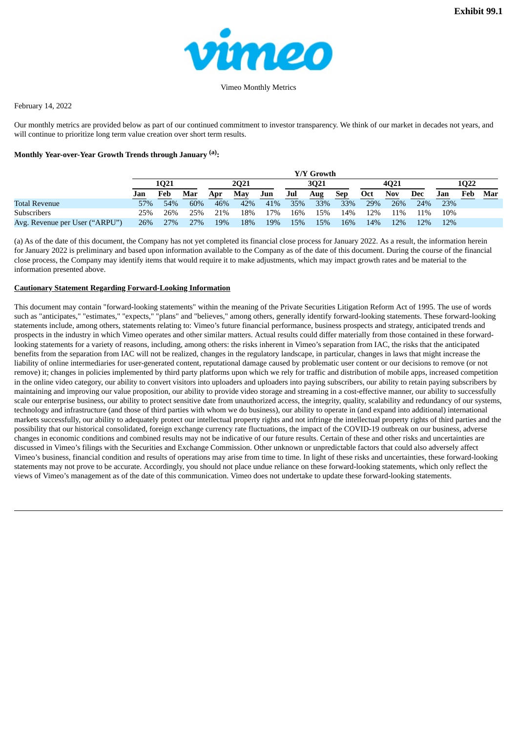Exhibit 99.1

Vimeo Monthly Metrics

February 14, 2022

Our monthly metrics are provided below as part of our continued commitment to investor transparency. We think of our market in decades not years, and will continue to prioritize long term value creation over short term results.

**Monthly Year-over-Year Growth Trends through January (a):**

| | Y/Y Growth | | | | | | | | | | | | | | |
|---|---|---|---|---|---|---|---|---|---|---|---|---|---|---|---|
| | 1Q21 | | | 2Q21 | | | 3Q21 | | | 4Q21 | | | 1Q22 | | |
| | Jan | Feb | Mar | Apr | May | Jun | Jul | Aug | Sep | Oct | Nov | Dec | Jan | Feb | Mar |
| Total Revenue | 57% | 54% | 60% | 46% | 42% | 41% | 35% | 33% | 33% | 29% | 26% | 24% | 23% | | |
| Subscribers | 25% | 26% | 25% | 21% | 18% | 17% | 16% | 15% | 14% | 12% | 11% | 11% | 10% | | |
| Avg. Revenue per User ("ARPU") | 26% | 27% | 27% | 19% | 18% | 19% | 15% | 15% | 16% | 14% | 12% | 12% | 12% | | |

(a) As of the date of this document, the Company has not yet completed its financial close process for January 2022. As a result, the information herein for January 2022 is preliminary and based upon information available to the Company as of the date of this document. During the course of the financial close process, the Company may identify items that would require it to make adjustments, which may impact growth rates and be material to the information presented above.

**Cautionary Statement Regarding Forward-Looking Information**

This document may contain "forward-looking statements" within the meaning of the Private Securities Litigation Reform Act of 1995. The use of words such as "anticipates," "estimates," "expects," "plans" and "believes," among others, generally identify forward-looking statements. These forward-looking statements include, among others, statements relating to: Vimeo's future financial performance, business prospects and strategy, anticipated trends and prospects in the industry in which Vimeo operates and other similar matters. Actual results could differ materially from those contained in these forward-looking statements for a variety of reasons, including, among others: the risks inherent in Vimeo's separation from IAC, the risks that the anticipated benefits from the separation from IAC will not be realized, changes in the regulatory landscape, in particular, changes in laws that might increase the liability of online intermediaries for user-generated content, reputational damage caused by problematic user content or our decisions to remove (or not remove) it; changes in policies implemented by third party platforms upon which we rely for traffic and distribution of mobile apps, increased competition in the online video category, our ability to convert visitors into uploaders and uploaders into paying subscribers, our ability to retain paying subscribers by maintaining and improving our value proposition, our ability to provide video storage and streaming in a cost-effective manner, our ability to successfully scale our enterprise business, our ability to protect sensitive date from unauthorized access, the integrity, quality, scalability and redundancy of our systems, technology and infrastructure (and those of third parties with whom we do business), our ability to operate in (and expand into additional) international markets successfully, our ability to adequately protect our intellectual property rights and not infringe the intellectual property rights of third parties and the possibility that our historical consolidated, foreign exchange currency rate fluctuations, the impact of the COVID-19 outbreak on our business, adverse changes in economic conditions and combined results may not be indicative of our future results. Certain of these and other risks and uncertainties are discussed in Vimeo's filings with the Securities and Exchange Commission. Other unknown or unpredictable factors that could also adversely affect Vimeo's business, financial condition and results of operations may arise from time to time. In light of these risks and uncertainties, these forward-looking statements may not prove to be accurate. Accordingly, you should not place undue reliance on these forward-looking statements, which only reflect the views of Vimeo's management as of the date of this communication. Vimeo does not undertake to update these forward-looking statements.